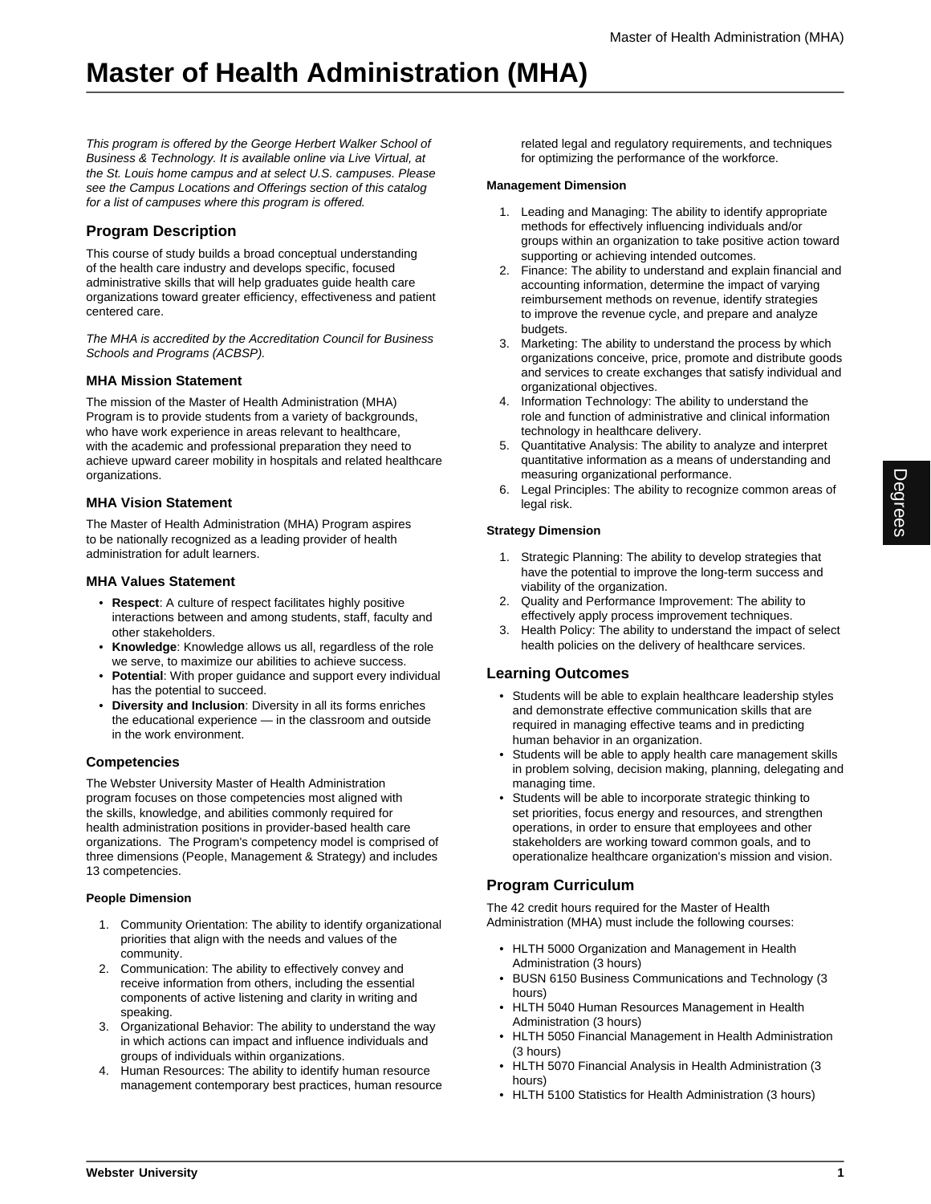# Master of Health Administration (MHA)

*This program is offered by the George Herbert Walker School of Business & Technology. It is available online via Live Virtual, at the St. Louis home campus and at select U.S. campuses. Please see the Campus Locations and Offerings section of this catalog for a list of campuses where this program is offered.*

## Program Description

This course of study builds a broad conceptual understanding of the health care industry and develops specific, focused administrative skills that will help graduates guide health care organizations toward greater efficiency, effectiveness and patient centered care.

*The MHA is accredited by the Accreditation Council for Business Schools and Programs (ACBSP).*

### MHA Mission Statement

The mission of the Master of Health Administration (MHA) Program is to provide students from a variety of backgrounds, who have work experience in areas relevant to healthcare, with the academic and professional preparation they need to achieve upward career mobility in hospitals and related healthcare organizations.

### MHA Vision Statement

The Master of Health Administration (MHA) Program aspires to be nationally recognized as a leading provider of health administration for adult learners.

### MHA Values Statement

- **Respect**: A culture of respect facilitates highly positive interactions between and among students, staff, faculty and other stakeholders.
- **Knowledge**: Knowledge allows us all, regardless of the role we serve, to maximize our abilities to achieve success.
- **Potential**: With proper guidance and support every individual has the potential to succeed.
- **Diversity and Inclusion**: Diversity in all its forms enriches the educational experience — in the classroom and outside in the work environment.

### Competencies

The Webster University Master of Health Administration program focuses on those competencies most aligned with the skills, knowledge, and abilities commonly required for health administration positions in provider-based health care organizations. The Program's competency model is comprised of three dimensions (People, Management & Strategy) and includes 13 competencies.

#### People Dimension

1. Community Orientation: The ability to identify organizational priorities that align with the needs and values of the community.
2. Communication: The ability to effectively convey and receive information from others, including the essential components of active listening and clarity in writing and speaking.
3. Organizational Behavior: The ability to understand the way in which actions can impact and influence individuals and groups of individuals within organizations.
4. Human Resources: The ability to identify human resource management contemporary best practices, human resource related legal and regulatory requirements, and techniques for optimizing the performance of the workforce.

#### Management Dimension

1. Leading and Managing: The ability to identify appropriate methods for effectively influencing individuals and/or groups within an organization to take positive action toward supporting or achieving intended outcomes.
2. Finance: The ability to understand and explain financial and accounting information, determine the impact of varying reimbursement methods on revenue, identify strategies to improve the revenue cycle, and prepare and analyze budgets.
3. Marketing: The ability to understand the process by which organizations conceive, price, promote and distribute goods and services to create exchanges that satisfy individual and organizational objectives.
4. Information Technology: The ability to understand the role and function of administrative and clinical information technology in healthcare delivery.
5. Quantitative Analysis: The ability to analyze and interpret quantitative information as a means of understanding and measuring organizational performance.
6. Legal Principles: The ability to recognize common areas of legal risk.

#### Strategy Dimension

1. Strategic Planning: The ability to develop strategies that have the potential to improve the long-term success and viability of the organization.
2. Quality and Performance Improvement: The ability to effectively apply process improvement techniques.
3. Health Policy: The ability to understand the impact of select health policies on the delivery of healthcare services.

## Learning Outcomes

- Students will be able to explain healthcare leadership styles and demonstrate effective communication skills that are required in managing effective teams and in predicting human behavior in an organization.
- Students will be able to apply health care management skills in problem solving, decision making, planning, delegating and managing time.
- Students will be able to incorporate strategic thinking to set priorities, focus energy and resources, and strengthen operations, in order to ensure that employees and other stakeholders are working toward common goals, and to operationalize healthcare organization's mission and vision.

## Program Curriculum

The 42 credit hours required for the Master of Health Administration (MHA) must include the following courses:

- HLTH 5000 Organization and Management in Health Administration (3 hours)
- BUSN 6150 Business Communications and Technology (3 hours)
- HLTH 5040 Human Resources Management in Health Administration (3 hours)
- HLTH 5050 Financial Management in Health Administration (3 hours)
- HLTH 5070 Financial Analysis in Health Administration (3 hours)
- HLTH 5100 Statistics for Health Administration (3 hours)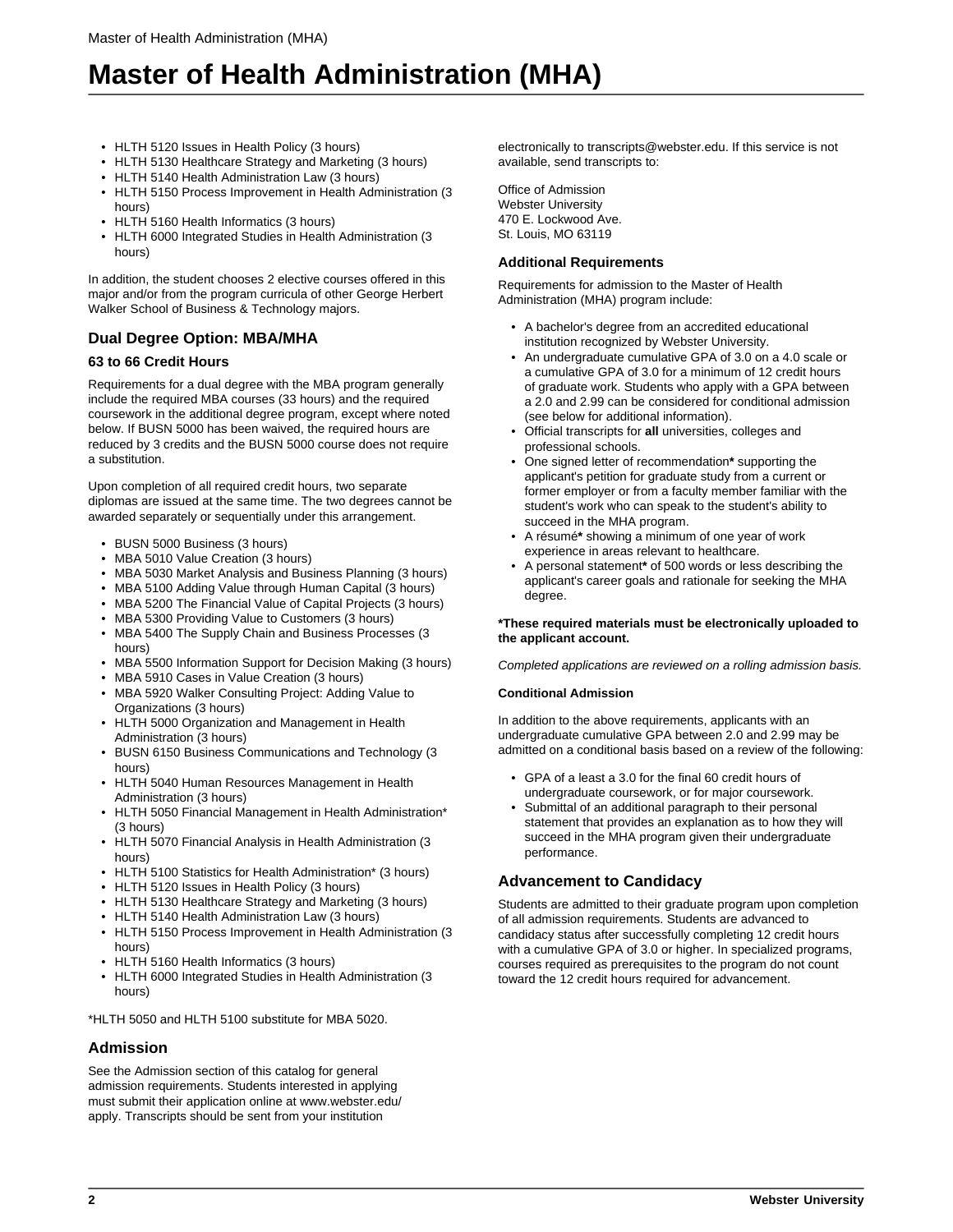- HLTH 5120 Issues in Health Policy (3 hours)
- HLTH 5130 Healthcare Strategy and Marketing (3 hours)
- HLTH 5140 Health Administration Law (3 hours)
- HLTH 5150 Process Improvement in Health Administration (3 hours)
- HLTH 5160 Health Informatics (3 hours)
- HLTH 6000 Integrated Studies in Health Administration (3 hours)

In addition, the student chooses 2 elective courses offered in this major and/or from the program curricula of other George Herbert Walker School of Business & Technology majors.

## Dual Degree Option: MBA/MHA

### 63 to 66 Credit Hours

Requirements for a dual degree with the MBA program generally include the required MBA courses (33 hours) and the required coursework in the additional degree program, except where noted below. If BUSN 5000 has been waived, the required hours are reduced by 3 credits and the BUSN 5000 course does not require a substitution.

Upon completion of all required credit hours, two separate diplomas are issued at the same time. The two degrees cannot be awarded separately or sequentially under this arrangement.

- BUSN 5000 Business (3 hours)
- MBA 5010 Value Creation (3 hours)
- MBA 5030 Market Analysis and Business Planning (3 hours)
- MBA 5100 Adding Value through Human Capital (3 hours)
- MBA 5200 The Financial Value of Capital Projects (3 hours)
- MBA 5300 Providing Value to Customers (3 hours)
- MBA 5400 The Supply Chain and Business Processes (3 hours)
- MBA 5500 Information Support for Decision Making (3 hours)
- MBA 5910 Cases in Value Creation (3 hours)
- MBA 5920 Walker Consulting Project: Adding Value to Organizations (3 hours)
- HLTH 5000 Organization and Management in Health Administration (3 hours)
- BUSN 6150 Business Communications and Technology (3 hours)
- HLTH 5040 Human Resources Management in Health Administration (3 hours)
- HLTH 5050 Financial Management in Health Administration* (3 hours)
- HLTH 5070 Financial Analysis in Health Administration (3 hours)
- HLTH 5100 Statistics for Health Administration* (3 hours)
- HLTH 5120 Issues in Health Policy (3 hours)
- HLTH 5130 Healthcare Strategy and Marketing (3 hours)
- HLTH 5140 Health Administration Law (3 hours)
- HLTH 5150 Process Improvement in Health Administration (3 hours)
- HLTH 5160 Health Informatics (3 hours)
- HLTH 6000 Integrated Studies in Health Administration (3 hours)

*HLTH 5050 and HLTH 5100 substitute for MBA 5020.

## Admission

See the Admission section of this catalog for general admission requirements. Students interested in applying must submit their application online at www.webster.edu/apply. Transcripts should be sent from your institution electronically to transcripts@webster.edu. If this service is not available, send transcripts to:

Office of Admission
Webster University
470 E. Lockwood Ave.
St. Louis, MO 63119

### Additional Requirements

Requirements for admission to the Master of Health Administration (MHA) program include:

- A bachelor's degree from an accredited educational institution recognized by Webster University.
- An undergraduate cumulative GPA of 3.0 on a 4.0 scale or a cumulative GPA of 3.0 for a minimum of 12 credit hours of graduate work. Students who apply with a GPA between a 2.0 and 2.99 can be considered for conditional admission (see below for additional information).
- Official transcripts for **all** universities, colleges and professional schools.
- One signed letter of recommendation**\*** supporting the applicant's petition for graduate study from a current or former employer or from a faculty member familiar with the student's work who can speak to the student's ability to succeed in the MHA program.
- A résumé**\*** showing a minimum of one year of work experience in areas relevant to healthcare.
- A personal statement**\*** of 500 words or less describing the applicant's career goals and rationale for seeking the MHA degree.

**\*These required materials must be electronically uploaded to the applicant account.**

*Completed applications are reviewed on a rolling admission basis.*

#### Conditional Admission

In addition to the above requirements, applicants with an undergraduate cumulative GPA between 2.0 and 2.99 may be admitted on a conditional basis based on a review of the following:

- GPA of a least a 3.0 for the final 60 credit hours of undergraduate coursework, or for major coursework.
- Submittal of an additional paragraph to their personal statement that provides an explanation as to how they will succeed in the MHA program given their undergraduate performance.

## Advancement to Candidacy

Students are admitted to their graduate program upon completion of all admission requirements. Students are advanced to candidacy status after successfully completing 12 credit hours with a cumulative GPA of 3.0 or higher. In specialized programs, courses required as prerequisites to the program do not count toward the 12 credit hours required for advancement.